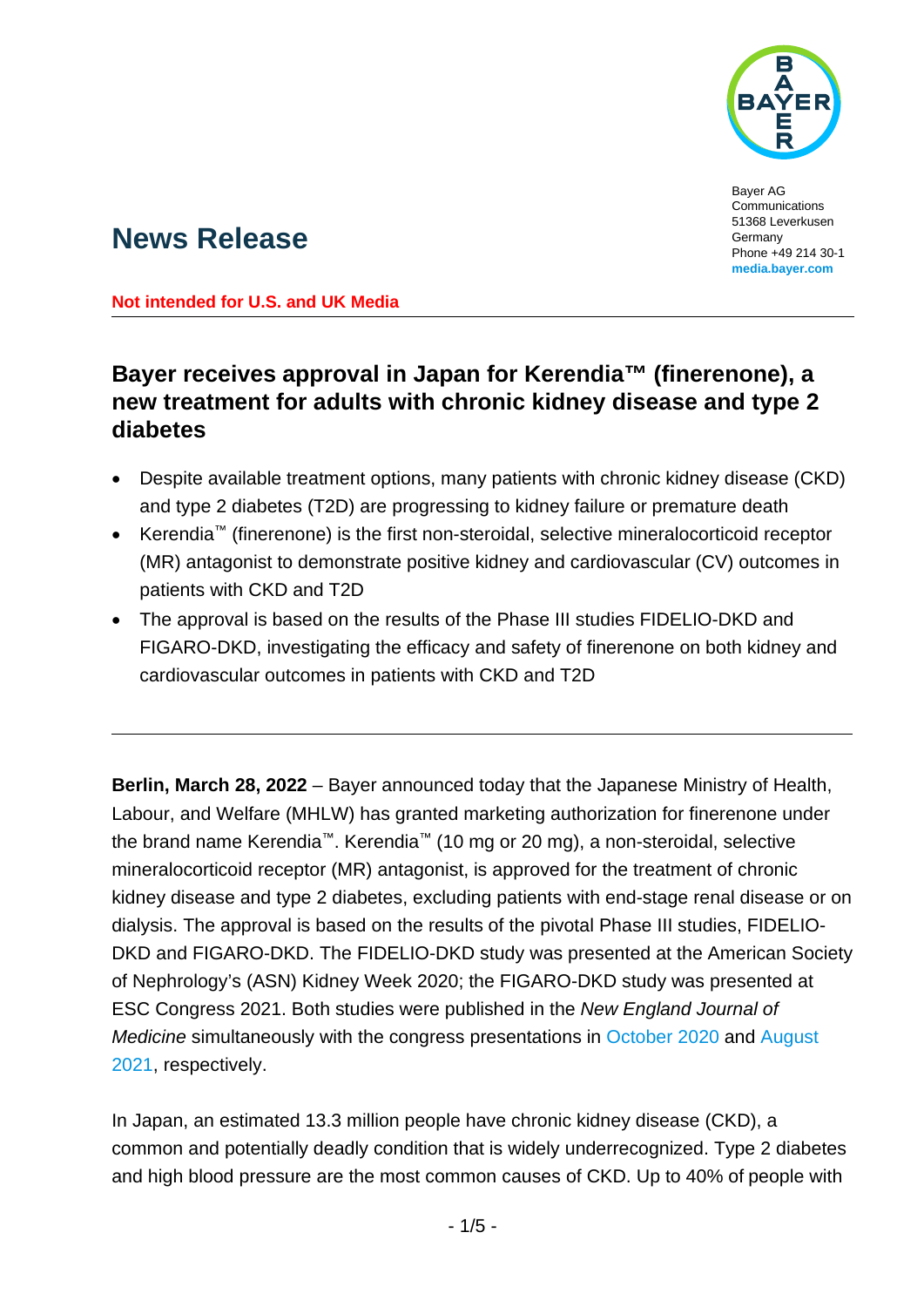Bayer AG
Communications
51368 Leverkusen
Germany
Phone +49 214 30-1
**media.bayer.com**

# News Release

**Not intended for U.S. and UK Media**

## Bayer receives approval in Japan for Kerendia™ (finerenone), a new treatment for adults with chronic kidney disease and type 2 diabetes

- Despite available treatment options, many patients with chronic kidney disease (CKD) and type 2 diabetes (T2D) are progressing to kidney failure or premature death
- Kerendia™ (finerenone) is the first non-steroidal, selective mineralocorticoid receptor (MR) antagonist to demonstrate positive kidney and cardiovascular (CV) outcomes in patients with CKD and T2D
- The approval is based on the results of the Phase III studies FIDELIO-DKD and FIGARO-DKD, investigating the efficacy and safety of finerenone on both kidney and cardiovascular outcomes in patients with CKD and T2D

---

**Berlin, March 28, 2022** – Bayer announced today that the Japanese Ministry of Health, Labour, and Welfare (MHLW) has granted marketing authorization for finerenone under the brand name Kerendia™. Kerendia™ (10 mg or 20 mg), a non-steroidal, selective mineralocorticoid receptor (MR) antagonist, is approved for the treatment of chronic kidney disease and type 2 diabetes, excluding patients with end-stage renal disease or on dialysis. The approval is based on the results of the pivotal Phase III studies, FIDELIO-DKD and FIGARO-DKD. The FIDELIO-DKD study was presented at the American Society of Nephrology's (ASN) Kidney Week 2020; the FIGARO-DKD study was presented at ESC Congress 2021. Both studies were published in the *New England Journal of Medicine* simultaneously with the congress presentations in October 2020 and August 2021, respectively.

In Japan, an estimated 13.3 million people have chronic kidney disease (CKD), a common and potentially deadly condition that is widely underrecognized. Type 2 diabetes and high blood pressure are the most common causes of CKD. Up to 40% of people with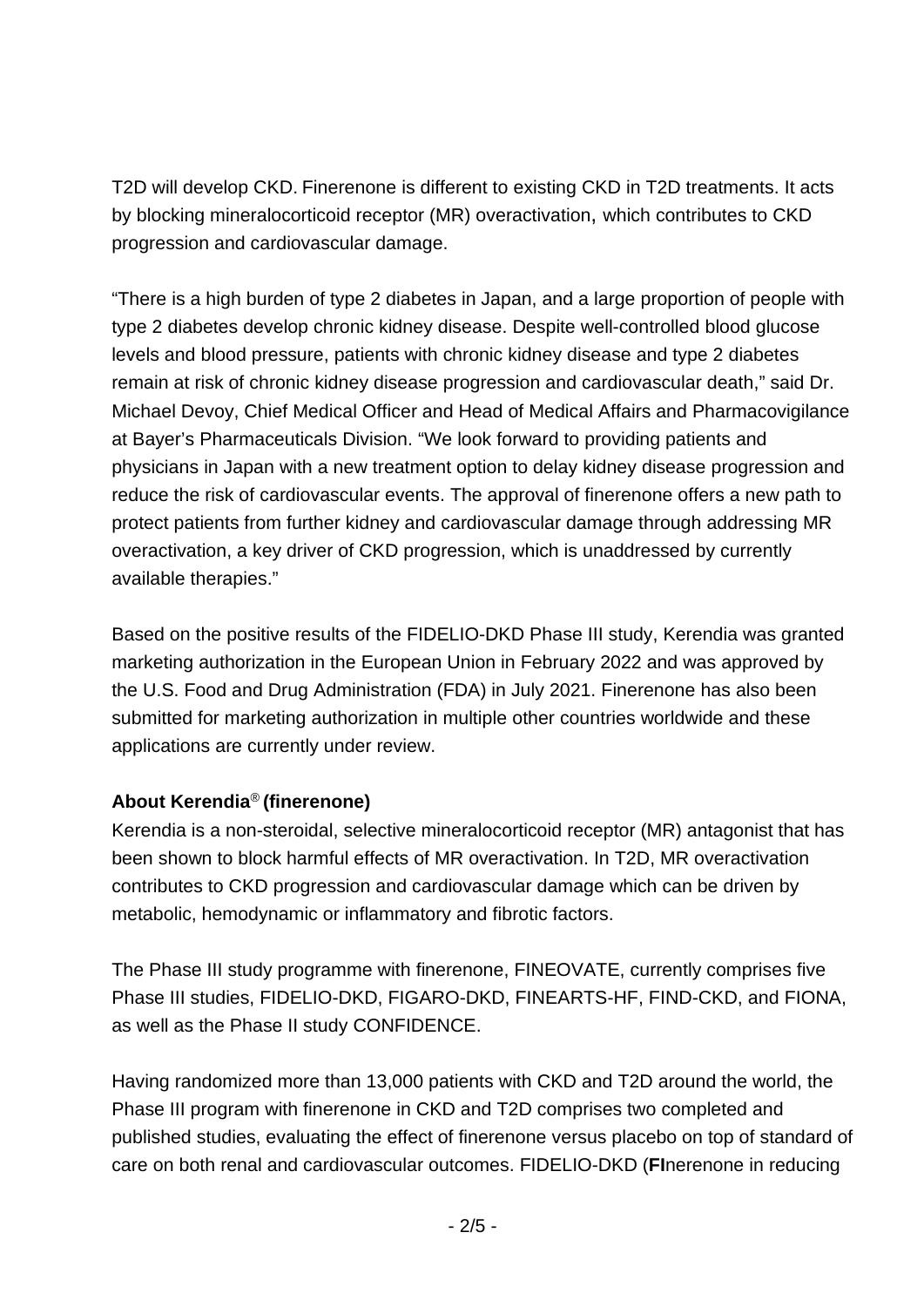T2D will develop CKD. Finerenone is different to existing CKD in T2D treatments. It acts by blocking mineralocorticoid receptor (MR) overactivation, which contributes to CKD progression and cardiovascular damage.

"There is a high burden of type 2 diabetes in Japan, and a large proportion of people with type 2 diabetes develop chronic kidney disease. Despite well-controlled blood glucose levels and blood pressure, patients with chronic kidney disease and type 2 diabetes remain at risk of chronic kidney disease progression and cardiovascular death," said Dr. Michael Devoy, Chief Medical Officer and Head of Medical Affairs and Pharmacovigilance at Bayer's Pharmaceuticals Division. "We look forward to providing patients and physicians in Japan with a new treatment option to delay kidney disease progression and reduce the risk of cardiovascular events. The approval of finerenone offers a new path to protect patients from further kidney and cardiovascular damage through addressing MR overactivation, a key driver of CKD progression, which is unaddressed by currently available therapies."

Based on the positive results of the FIDELIO-DKD Phase III study, Kerendia was granted marketing authorization in the European Union in February 2022 and was approved by the U.S. Food and Drug Administration (FDA) in July 2021. Finerenone has also been submitted for marketing authorization in multiple other countries worldwide and these applications are currently under review.

**About Kerendia® (finerenone)**

Kerendia is a non-steroidal, selective mineralocorticoid receptor (MR) antagonist that has been shown to block harmful effects of MR overactivation. In T2D, MR overactivation contributes to CKD progression and cardiovascular damage which can be driven by metabolic, hemodynamic or inflammatory and fibrotic factors.

The Phase III study programme with finerenone, FINEOVATE, currently comprises five Phase III studies, FIDELIO-DKD, FIGARO-DKD, FINEARTS-HF, FIND-CKD, and FIONA, as well as the Phase II study CONFIDENCE.

Having randomized more than 13,000 patients with CKD and T2D around the world, the Phase III program with finerenone in CKD and T2D comprises two completed and published studies, evaluating the effect of finerenone versus placebo on top of standard of care on both renal and cardiovascular outcomes. FIDELIO-DKD (**FI**nerenone in reducing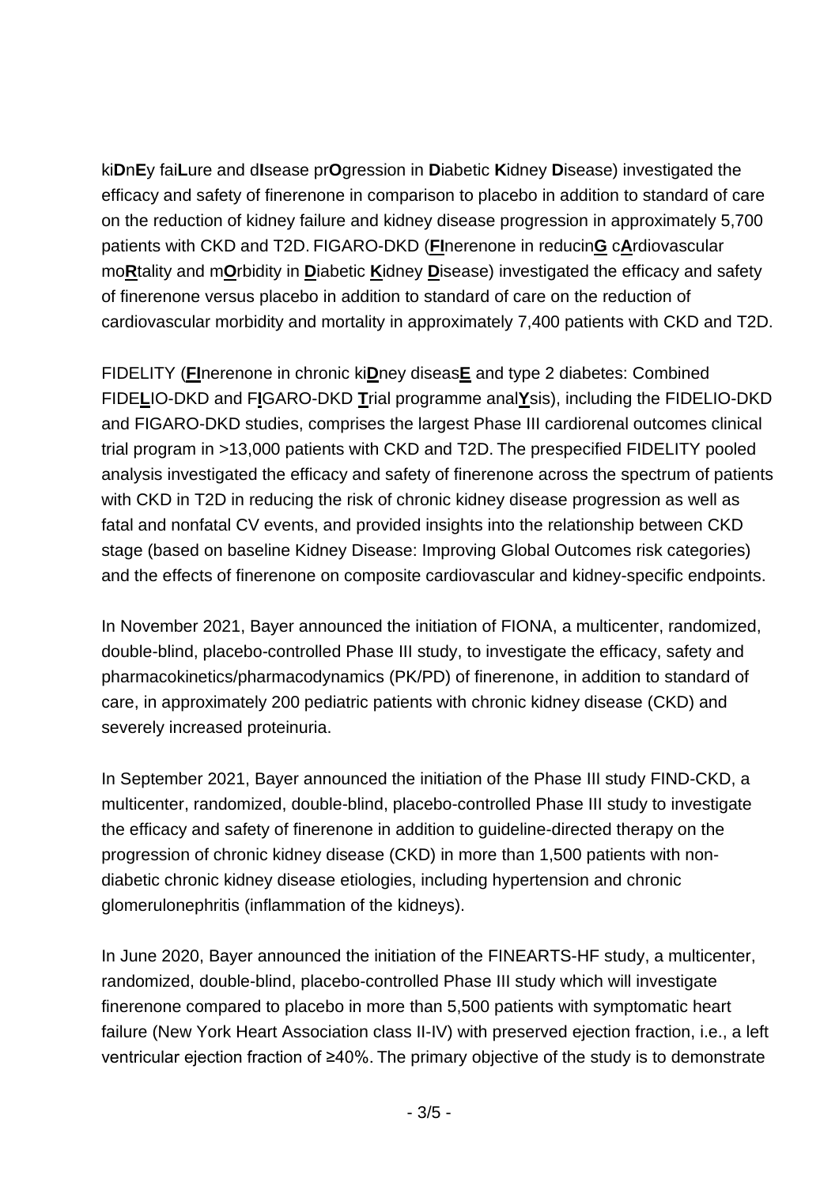ki**D**n**E**y fai**L**ure and d**I**sease pr**O**gression in **D**iabetic **K**idney **D**isease) investigated the efficacy and safety of finerenone in comparison to placebo in addition to standard of care on the reduction of kidney failure and kidney disease progression in approximately 5,700 patients with CKD and T2D. FIGARO-DKD (**FI**nerenone in reducin**G** c**A**rdiovascular mo**R**tality and m**O**rbidity in **D**iabetic **K**idney **D**isease) investigated the efficacy and safety of finerenone versus placebo in addition to standard of care on the reduction of cardiovascular morbidity and mortality in approximately 7,400 patients with CKD and T2D.

FIDELITY (**FI**nerenone in chronic ki**D**ney diseas**E** and type 2 diabetes: Combined FIDE**L**IO-DKD and F**I**GARO-DKD **T**rial programme anal**Y**sis), including the FIDELIO-DKD and FIGARO-DKD studies, comprises the largest Phase III cardiorenal outcomes clinical trial program in >13,000 patients with CKD and T2D. The prespecified FIDELITY pooled analysis investigated the efficacy and safety of finerenone across the spectrum of patients with CKD in T2D in reducing the risk of chronic kidney disease progression as well as fatal and nonfatal CV events, and provided insights into the relationship between CKD stage (based on baseline Kidney Disease: Improving Global Outcomes risk categories) and the effects of finerenone on composite cardiovascular and kidney-specific endpoints.

In November 2021, Bayer announced the initiation of FIONA, a multicenter, randomized, double-blind, placebo-controlled Phase III study, to investigate the efficacy, safety and pharmacokinetics/pharmacodynamics (PK/PD) of finerenone, in addition to standard of care, in approximately 200 pediatric patients with chronic kidney disease (CKD) and severely increased proteinuria.

In September 2021, Bayer announced the initiation of the Phase III study FIND-CKD, a multicenter, randomized, double-blind, placebo-controlled Phase III study to investigate the efficacy and safety of finerenone in addition to guideline-directed therapy on the progression of chronic kidney disease (CKD) in more than 1,500 patients with non-diabetic chronic kidney disease etiologies, including hypertension and chronic glomerulonephritis (inflammation of the kidneys).

In June 2020, Bayer announced the initiation of the FINEARTS-HF study, a multicenter, randomized, double-blind, placebo-controlled Phase III study which will investigate finerenone compared to placebo in more than 5,500 patients with symptomatic heart failure (New York Heart Association class II-IV) with preserved ejection fraction, i.e., a left ventricular ejection fraction of ≥40%. The primary objective of the study is to demonstrate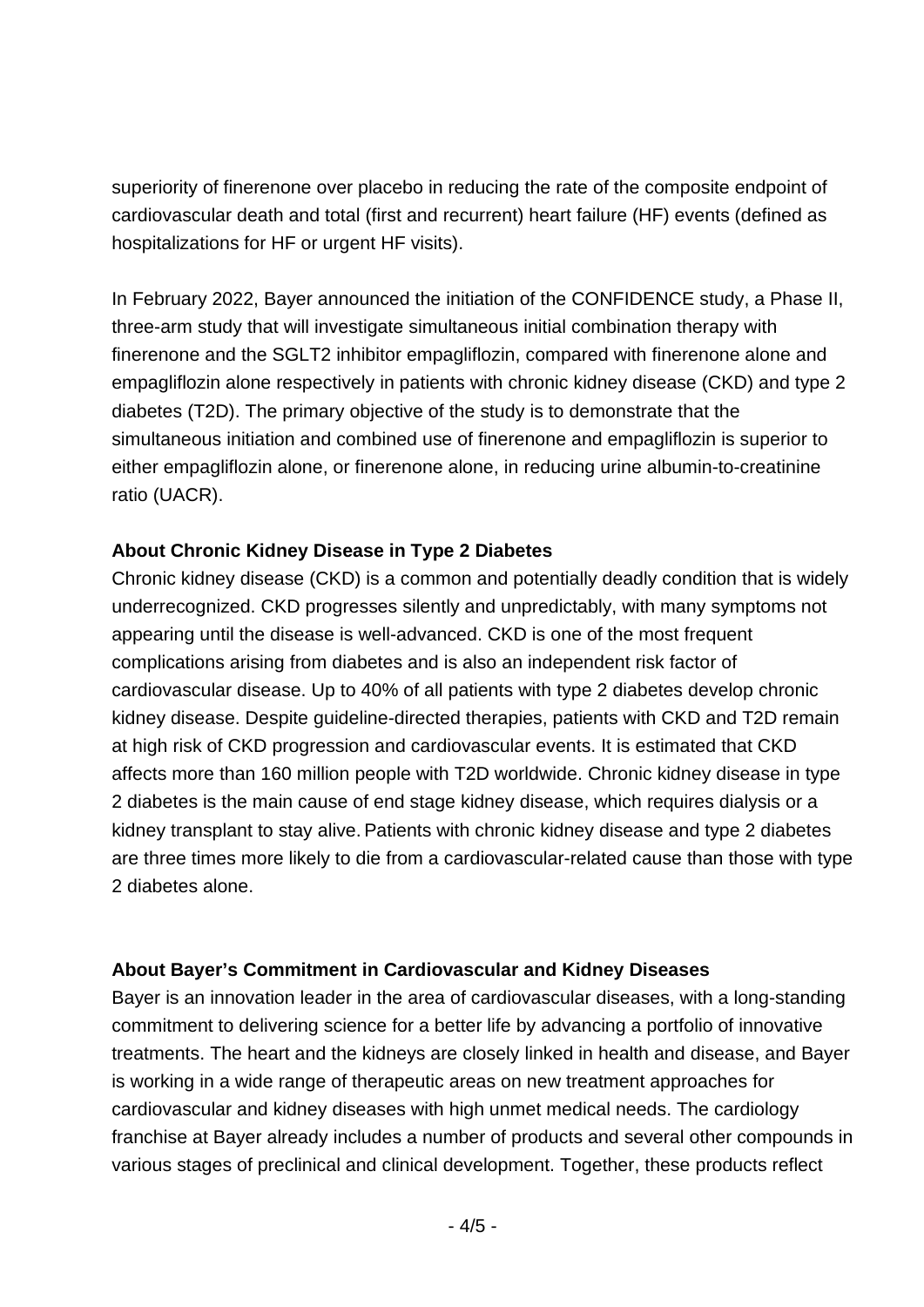superiority of finerenone over placebo in reducing the rate of the composite endpoint of cardiovascular death and total (first and recurrent) heart failure (HF) events (defined as hospitalizations for HF or urgent HF visits).

In February 2022, Bayer announced the initiation of the CONFIDENCE study, a Phase II, three-arm study that will investigate simultaneous initial combination therapy with finerenone and the SGLT2 inhibitor empagliflozin, compared with finerenone alone and empagliflozin alone respectively in patients with chronic kidney disease (CKD) and type 2 diabetes (T2D). The primary objective of the study is to demonstrate that the simultaneous initiation and combined use of finerenone and empagliflozin is superior to either empagliflozin alone, or finerenone alone, in reducing urine albumin-to-creatinine ratio (UACR).

**About Chronic Kidney Disease in Type 2 Diabetes**

Chronic kidney disease (CKD) is a common and potentially deadly condition that is widely underrecognized. CKD progresses silently and unpredictably, with many symptoms not appearing until the disease is well-advanced. CKD is one of the most frequent complications arising from diabetes and is also an independent risk factor of cardiovascular disease. Up to 40% of all patients with type 2 diabetes develop chronic kidney disease. Despite guideline-directed therapies, patients with CKD and T2D remain at high risk of CKD progression and cardiovascular events. It is estimated that CKD affects more than 160 million people with T2D worldwide. Chronic kidney disease in type 2 diabetes is the main cause of end stage kidney disease, which requires dialysis or a kidney transplant to stay alive. Patients with chronic kidney disease and type 2 diabetes are three times more likely to die from a cardiovascular-related cause than those with type 2 diabetes alone.

**About Bayer's Commitment in Cardiovascular and Kidney Diseases**

Bayer is an innovation leader in the area of cardiovascular diseases, with a long-standing commitment to delivering science for a better life by advancing a portfolio of innovative treatments. The heart and the kidneys are closely linked in health and disease, and Bayer is working in a wide range of therapeutic areas on new treatment approaches for cardiovascular and kidney diseases with high unmet medical needs. The cardiology franchise at Bayer already includes a number of products and several other compounds in various stages of preclinical and clinical development. Together, these products reflect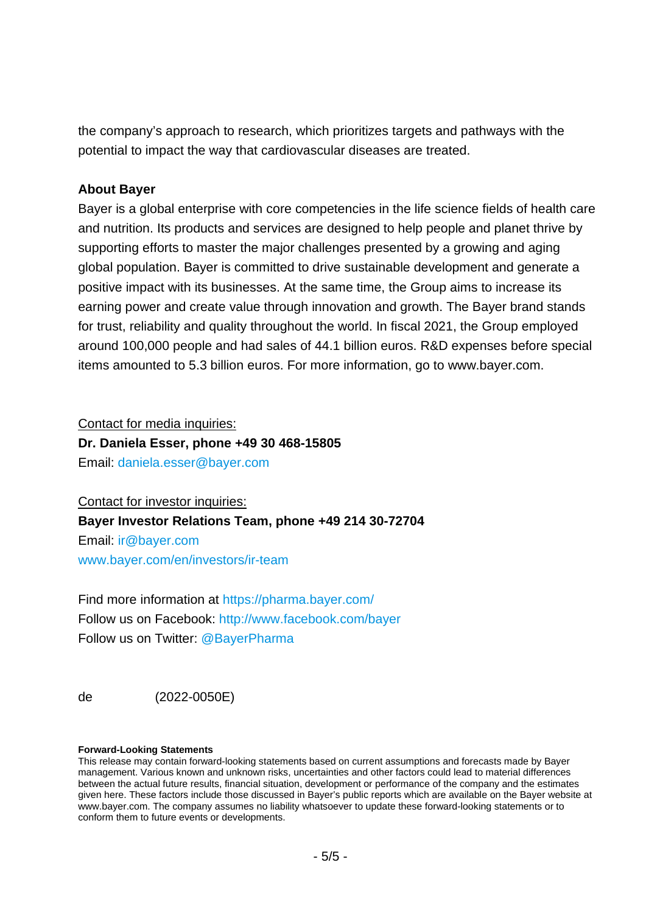the company's approach to research, which prioritizes targets and pathways with the potential to impact the way that cardiovascular diseases are treated.

**About Bayer**

Bayer is a global enterprise with core competencies in the life science fields of health care and nutrition. Its products and services are designed to help people and planet thrive by supporting efforts to master the major challenges presented by a growing and aging global population. Bayer is committed to drive sustainable development and generate a positive impact with its businesses. At the same time, the Group aims to increase its earning power and create value through innovation and growth. The Bayer brand stands for trust, reliability and quality throughout the world. In fiscal 2021, the Group employed around 100,000 people and had sales of 44.1 billion euros. R&D expenses before special items amounted to 5.3 billion euros. For more information, go to www.bayer.com.

Contact for media inquiries:
**Dr. Daniela Esser, phone +49 30 468-15805**
Email: daniela.esser@bayer.com

Contact for investor inquiries:
**Bayer Investor Relations Team, phone +49 214 30-72704**
Email: ir@bayer.com
www.bayer.com/en/investors/ir-team

Find more information at https://pharma.bayer.com/
Follow us on Facebook: http://www.facebook.com/bayer
Follow us on Twitter: @BayerPharma

de (2022-0050E)

**Forward-Looking Statements**
This release may contain forward-looking statements based on current assumptions and forecasts made by Bayer management. Various known and unknown risks, uncertainties and other factors could lead to material differences between the actual future results, financial situation, development or performance of the company and the estimates given here. These factors include those discussed in Bayer's public reports which are available on the Bayer website at www.bayer.com. The company assumes no liability whatsoever to update these forward-looking statements or to conform them to future events or developments.